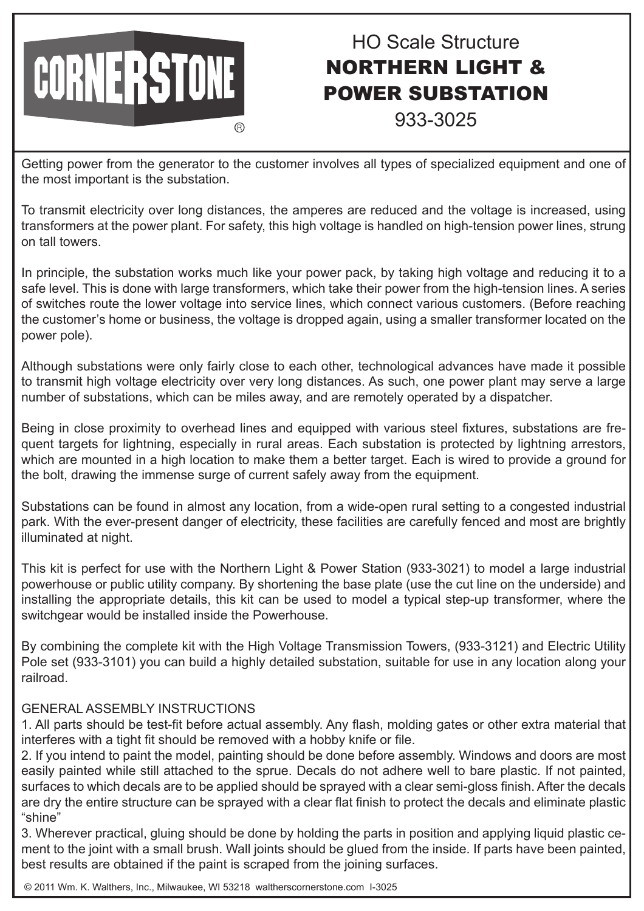CORNERSTONE®

# HO Scale Structure
# NORTHERN LIGHT & POWER SUBSTATION
## 933-3025

Getting power from the generator to the customer involves all types of specialized equipment and one of the most important is the substation.

To transmit electricity over long distances, the amperes are reduced and the voltage is increased, using transformers at the power plant. For safety, this high voltage is handled on high-tension power lines, strung on tall towers.

In principle, the substation works much like your power pack, by taking high voltage and reducing it to a safe level. This is done with large transformers, which take their power from the high-tension lines. A series of switches route the lower voltage into service lines, which connect various customers. (Before reaching the customer's home or business, the voltage is dropped again, using a smaller transformer located on the power pole).

Although substations were only fairly close to each other, technological advances have made it possible to transmit high voltage electricity over very long distances. As such, one power plant may serve a large number of substations, which can be miles away, and are remotely operated by a dispatcher.

Being in close proximity to overhead lines and equipped with various steel fixtures, substations are frequent targets for lightning, especially in rural areas. Each substation is protected by lightning arrestors, which are mounted in a high location to make them a better target. Each is wired to provide a ground for the bolt, drawing the immense surge of current safely away from the equipment.

Substations can be found in almost any location, from a wide-open rural setting to a congested industrial park. With the ever-present danger of electricity, these facilities are carefully fenced and most are brightly illuminated at night.

This kit is perfect for use with the Northern Light & Power Station (933-3021) to model a large industrial powerhouse or public utility company. By shortening the base plate (use the cut line on the underside) and installing the appropriate details, this kit can be used to model a typical step-up transformer, where the switchgear would be installed inside the Powerhouse.

By combining the complete kit with the High Voltage Transmission Towers, (933-3121) and Electric Utility Pole set (933-3101) you can build a highly detailed substation, suitable for use in any location along your railroad.

GENERAL ASSEMBLY INSTRUCTIONS

1. All parts should be test-fit before actual assembly. Any flash, molding gates or other extra material that interferes with a tight fit should be removed with a hobby knife or file.
2. If you intend to paint the model, painting should be done before assembly. Windows and doors are most easily painted while still attached to the sprue. Decals do not adhere well to bare plastic. If not painted, surfaces to which decals are to be applied should be sprayed with a clear semi-gloss finish. After the decals are dry the entire structure can be sprayed with a clear flat finish to protect the decals and eliminate plastic "shine"
3. Wherever practical, gluing should be done by holding the parts in position and applying liquid plastic cement to the joint with a small brush. Wall joints should be glued from the inside. If parts have been painted, best results are obtained if the paint is scraped from the joining surfaces.

© 2011 Wm. K. Walthers, Inc., Milwaukee, WI 53218 waltherscornerstone.com I-3025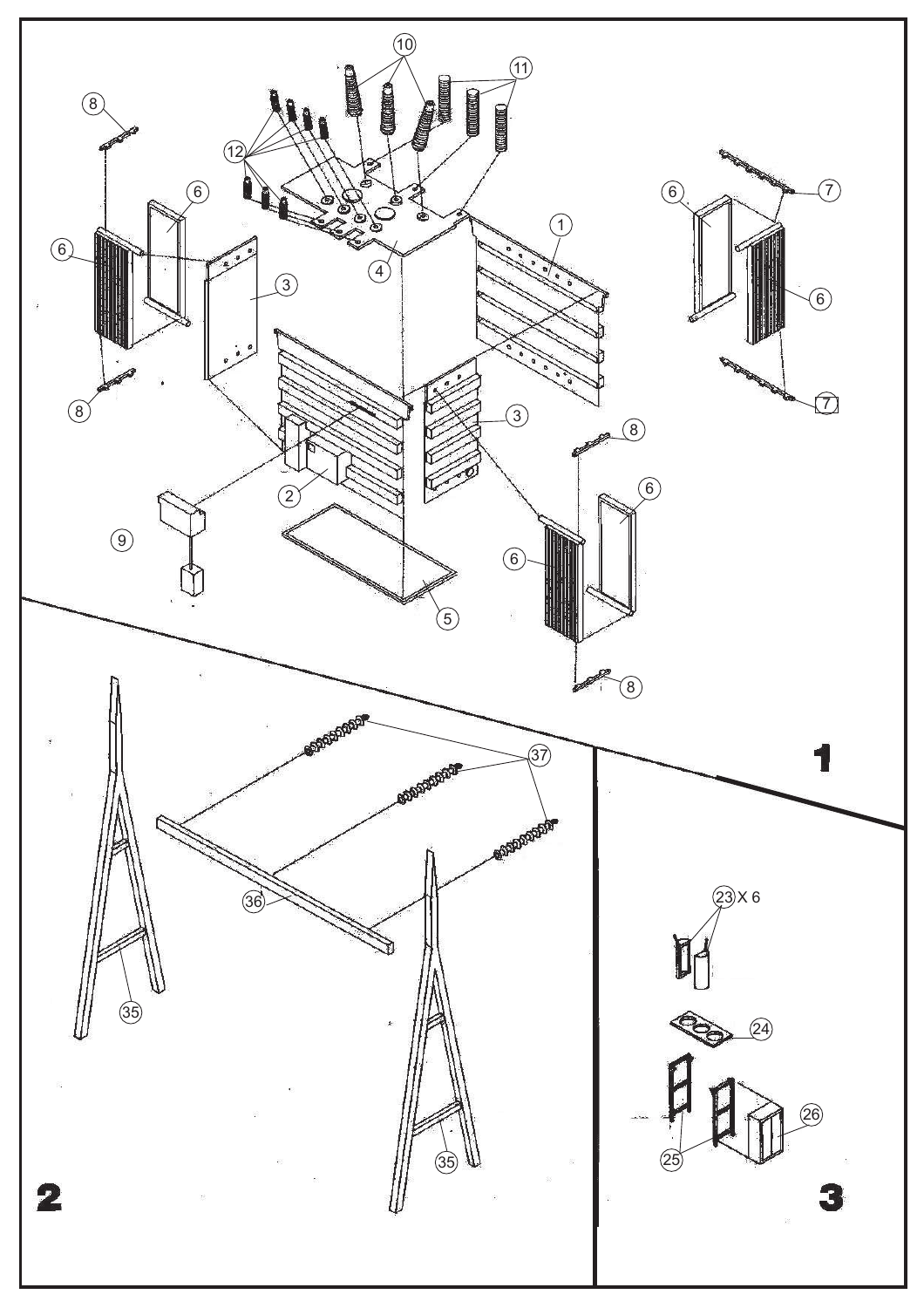**1**

1, 2, 3, 4, 5, 6, 7, 8, 9, 10, 11, 12

**2**

35, 36, 37

**3**

23 X 6

24, 25, 26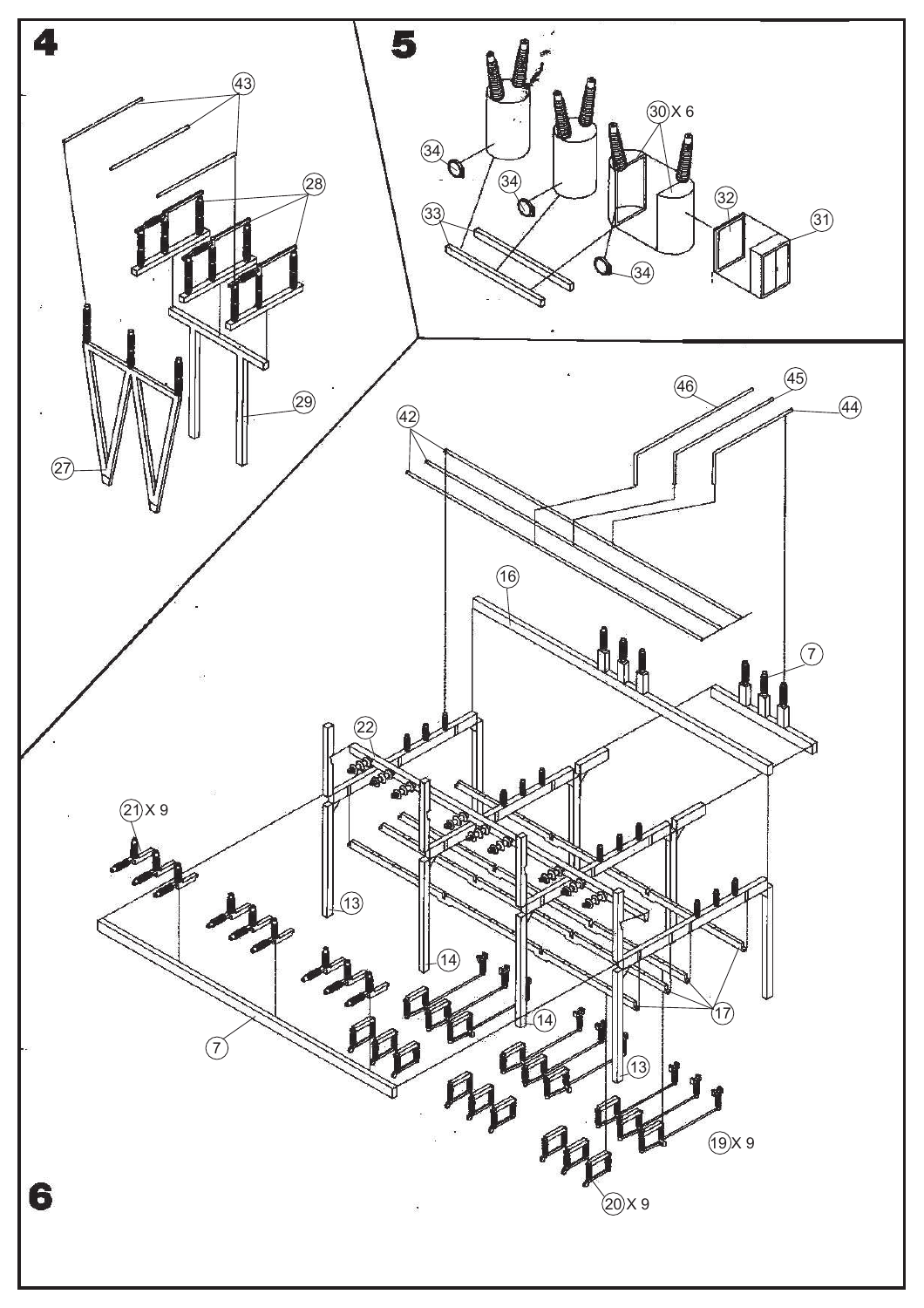# 4

43

28

29

27

# 5

30 X 6

34

34

33

34

32

31

# 6

46

45

44

42

16

7

22

21 X 9

13

14

14

17

13

7

19 X 9

20 X 9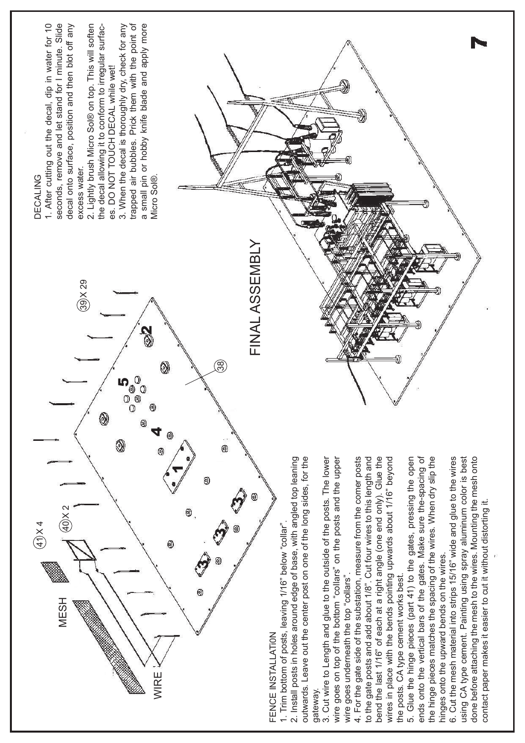## FENCE INSTALLATION

1. Trim bottom of posts, leaving 1/16" below "collar".
2. Install posts in holes around edge of base, with angled top leaning outwards. Leave out the center post on one of the long sides, for the gateway.
3. Cut wire to Length and glue to the outside of the posts. The lower wire goes on top of the bottom "collars" on the posts and the upper wire goes underneath the top "collars".
4. For the gate side of the substation, measure from the corner posts to the gate posts and add about 1/8". Cut four wires to this length and bend the last 1/16" of each at a right angle (one end only). Glue the wires in place with the bends pointing upwards about 1/16" beyond the posts. CA type cement works best.
5. Glue the hinge pieces (part 41) to the gates, pressing the open ends onto the vertical bars of the gates. Make sure the spacing of the hinge pieces matches the spacing of the wires. When dry slip the hinges onto the upward bends on the wires.
6. Cut the mesh material into strips 15/16" wide and glue to the wires using CA type cement. Painting using spray aluminum color is best done before attaching the mesh to the wires. Mounting the mesh onto contact paper makes it easier to cut it without distorting it.

MESH

WIRE

(41) X 4

(40) X 2

(39) X 29

(38)

1

2

3

3

3

4

5

FINAL ASSEMBLY

## DECALING

1. After cutting out the decal, dip in water for 10 seconds, remove and let stand for I minute. Slide decal onto surface, position and then blot off any excess water.
2. Lightly brush Micro Sol® on top. This will soften the decal allowing it to conform to irregular surfaces. DO NOT TOUCH DECAL while wet!
3. When the decal is thoroughly dry, check for any trapped air bubbles. Prick them with the point of a small pin or hobby knife blade and apply more Micro Sol®.